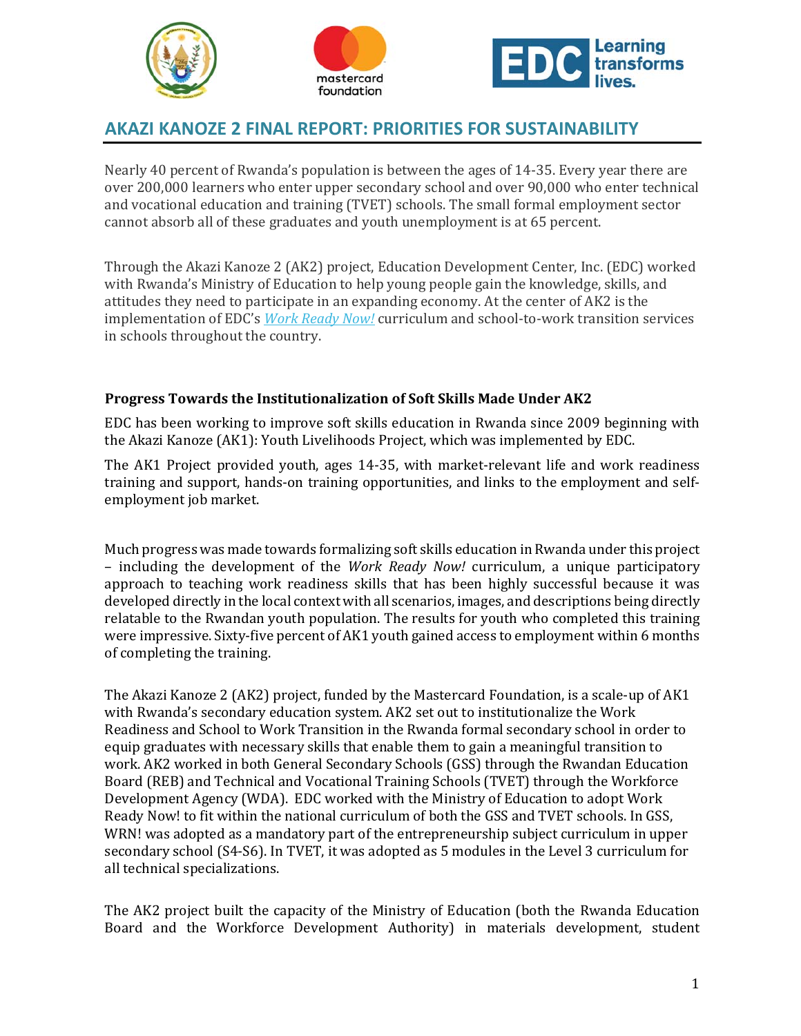# AKAZI KANOZE 2 FINAL REPORT: PRIORITIES FOR SUSTAINABILITY

Nearly 40 percent of Rwanda's population is between the ages of 14-35. Every year there are over 200,000 learners who enter upper secondary school and over 90,000 who enter technical and vocational education and training (TVET) schools. The small formal employment sector cannot absorb all of these graduates and youth unemployment is at 65 percent.

Through the Akazi Kanoze 2 (AK2) project, Education Development Center, Inc. (EDC) worked with Rwanda's Ministry of Education to help young people gain the knowledge, skills, and attitudes they need to participate in an expanding economy. At the center of AK2 is the implementation of EDC's *Work Ready Now!* curriculum and school-to-work transition services in schools throughout the country.

### Progress Towards the Institutionalization of Soft Skills Made Under AK2

EDC has been working to improve soft skills education in Rwanda since 2009 beginning with the Akazi Kanoze (AK1): Youth Livelihoods Project, which was implemented by EDC.

The AK1 Project provided youth, ages 14-35, with market-relevant life and work readiness training and support, hands-on training opportunities, and links to the employment and self-employment job market.

Much progress was made towards formalizing soft skills education in Rwanda under this project – including the development of the *Work Ready Now!* curriculum, a unique participatory approach to teaching work readiness skills that has been highly successful because it was developed directly in the local context with all scenarios, images, and descriptions being directly relatable to the Rwandan youth population. The results for youth who completed this training were impressive. Sixty-five percent of AK1 youth gained access to employment within 6 months of completing the training.

The Akazi Kanoze 2 (AK2) project, funded by the Mastercard Foundation, is a scale-up of AK1 with Rwanda's secondary education system. AK2 set out to institutionalize the Work Readiness and School to Work Transition in the Rwanda formal secondary school in order to equip graduates with necessary skills that enable them to gain a meaningful transition to work. AK2 worked in both General Secondary Schools (GSS) through the Rwandan Education Board (REB) and Technical and Vocational Training Schools (TVET) through the Workforce Development Agency (WDA). EDC worked with the Ministry of Education to adopt Work Ready Now! to fit within the national curriculum of both the GSS and TVET schools. In GSS, WRN! was adopted as a mandatory part of the entrepreneurship subject curriculum in upper secondary school (S4-S6). In TVET, it was adopted as 5 modules in the Level 3 curriculum for all technical specializations.

The AK2 project built the capacity of the Ministry of Education (both the Rwanda Education Board and the Workforce Development Authority) in materials development, student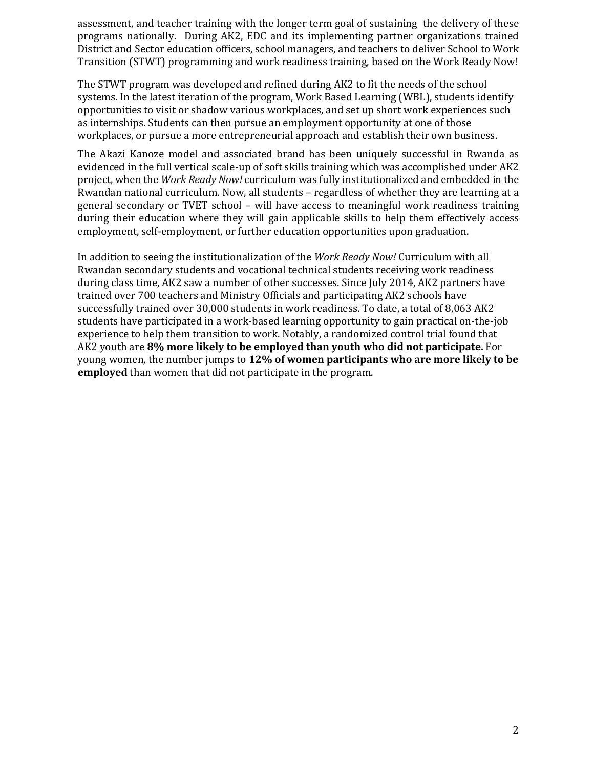assessment, and teacher training with the longer term goal of sustaining the delivery of these programs nationally. During AK2, EDC and its implementing partner organizations trained District and Sector education officers, school managers, and teachers to deliver School to Work Transition (STWT) programming and work readiness training, based on the Work Ready Now!

The STWT program was developed and refined during AK2 to fit the needs of the school systems. In the latest iteration of the program, Work Based Learning (WBL), students identify opportunities to visit or shadow various workplaces, and set up short work experiences such as internships. Students can then pursue an employment opportunity at one of those workplaces, or pursue a more entrepreneurial approach and establish their own business.

The Akazi Kanoze model and associated brand has been uniquely successful in Rwanda as evidenced in the full vertical scale-up of soft skills training which was accomplished under AK2 project, when the *Work Ready Now!* curriculum was fully institutionalized and embedded in the Rwandan national curriculum. Now, all students – regardless of whether they are learning at a general secondary or TVET school – will have access to meaningful work readiness training during their education where they will gain applicable skills to help them effectively access employment, self-employment, or further education opportunities upon graduation.

In addition to seeing the institutionalization of the *Work Ready Now!* Curriculum with all Rwandan secondary students and vocational technical students receiving work readiness during class time, AK2 saw a number of other successes. Since July 2014, AK2 partners have trained over 700 teachers and Ministry Officials and participating AK2 schools have successfully trained over 30,000 students in work readiness. To date, a total of 8,063 AK2 students have participated in a work-based learning opportunity to gain practical on-the-job experience to help them transition to work. Notably, a randomized control trial found that AK2 youth are **8% more likely to be employed than youth who did not participate.** For young women, the number jumps to **12% of women participants who are more likely to be employed** than women that did not participate in the program.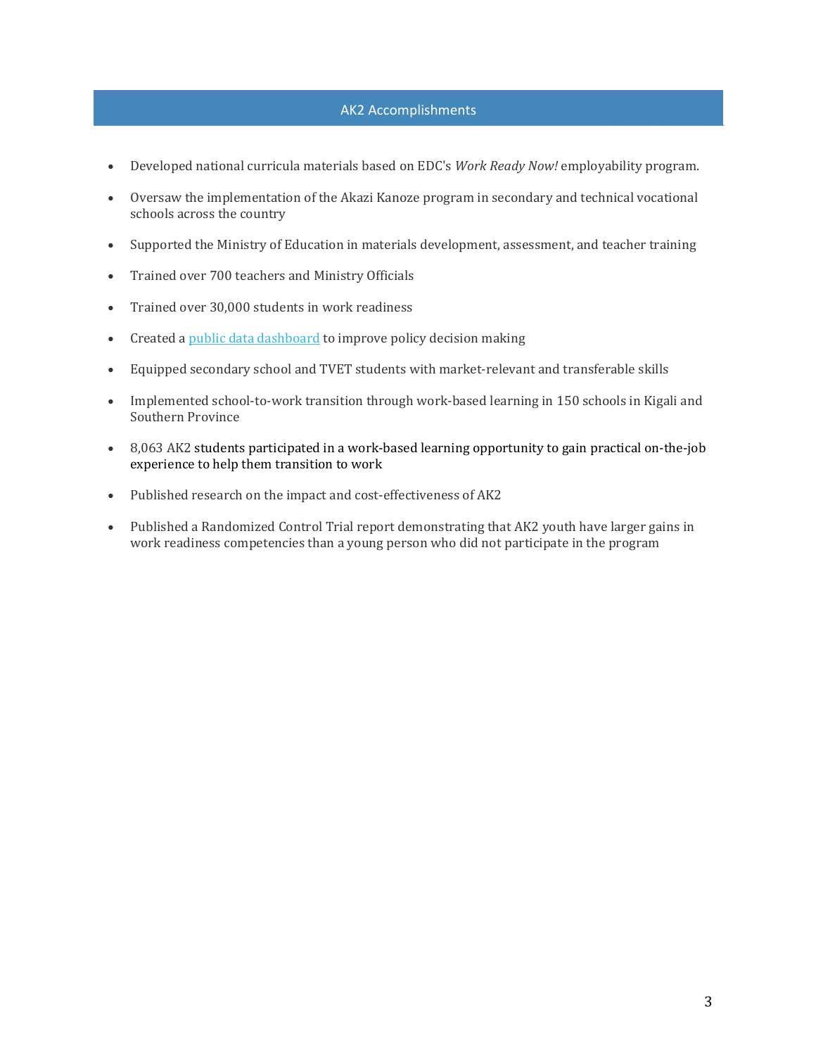## AK2 Accomplishments

- Developed national curricula materials based on EDC's *Work Ready Now!* employability program.
- Oversaw the implementation of the Akazi Kanoze program in secondary and technical vocational schools across the country
- Supported the Ministry of Education in materials development, assessment, and teacher training
- Trained over 700 teachers and Ministry Officials
- Trained over 30,000 students in work readiness
- Created a public data dashboard to improve policy decision making
- Equipped secondary school and TVET students with market-relevant and transferable skills
- Implemented school-to-work transition through work-based learning in 150 schools in Kigali and Southern Province
- 8,063 AK2 students participated in a work-based learning opportunity to gain practical on-the-job experience to help them transition to work
- Published research on the impact and cost-effectiveness of AK2
- Published a Randomized Control Trial report demonstrating that AK2 youth have larger gains in work readiness competencies than a young person who did not participate in the program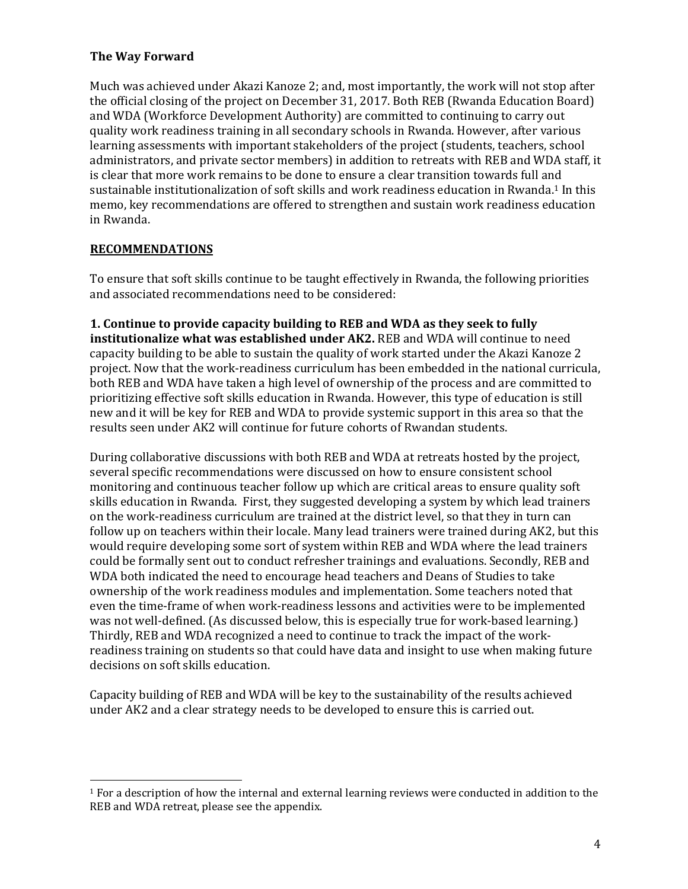## The Way Forward

Much was achieved under Akazi Kanoze 2; and, most importantly, the work will not stop after the official closing of the project on December 31, 2017. Both REB (Rwanda Education Board) and WDA (Workforce Development Authority) are committed to continuing to carry out quality work readiness training in all secondary schools in Rwanda. However, after various learning assessments with important stakeholders of the project (students, teachers, school administrators, and private sector members) in addition to retreats with REB and WDA staff, it is clear that more work remains to be done to ensure a clear transition towards full and sustainable institutionalization of soft skills and work readiness education in Rwanda.[1] In this memo, key recommendations are offered to strengthen and sustain work readiness education in Rwanda.

## RECOMMENDATIONS

To ensure that soft skills continue to be taught effectively in Rwanda, the following priorities and associated recommendations need to be considered:

**1. Continue to provide capacity building to REB and WDA as they seek to fully institutionalize what was established under AK2.** REB and WDA will continue to need capacity building to be able to sustain the quality of work started under the Akazi Kanoze 2 project. Now that the work-readiness curriculum has been embedded in the national curricula, both REB and WDA have taken a high level of ownership of the process and are committed to prioritizing effective soft skills education in Rwanda. However, this type of education is still new and it will be key for REB and WDA to provide systemic support in this area so that the results seen under AK2 will continue for future cohorts of Rwandan students.

During collaborative discussions with both REB and WDA at retreats hosted by the project, several specific recommendations were discussed on how to ensure consistent school monitoring and continuous teacher follow up which are critical areas to ensure quality soft skills education in Rwanda. First, they suggested developing a system by which lead trainers on the work-readiness curriculum are trained at the district level, so that they in turn can follow up on teachers within their locale. Many lead trainers were trained during AK2, but this would require developing some sort of system within REB and WDA where the lead trainers could be formally sent out to conduct refresher trainings and evaluations. Secondly, REB and WDA both indicated the need to encourage head teachers and Deans of Studies to take ownership of the work readiness modules and implementation. Some teachers noted that even the time-frame of when work-readiness lessons and activities were to be implemented was not well-defined. (As discussed below, this is especially true for work-based learning.) Thirdly, REB and WDA recognized a need to continue to track the impact of the work-readiness training on students so that could have data and insight to use when making future decisions on soft skills education.

Capacity building of REB and WDA will be key to the sustainability of the results achieved under AK2 and a clear strategy needs to be developed to ensure this is carried out.

[1] For a description of how the internal and external learning reviews were conducted in addition to the REB and WDA retreat, please see the appendix.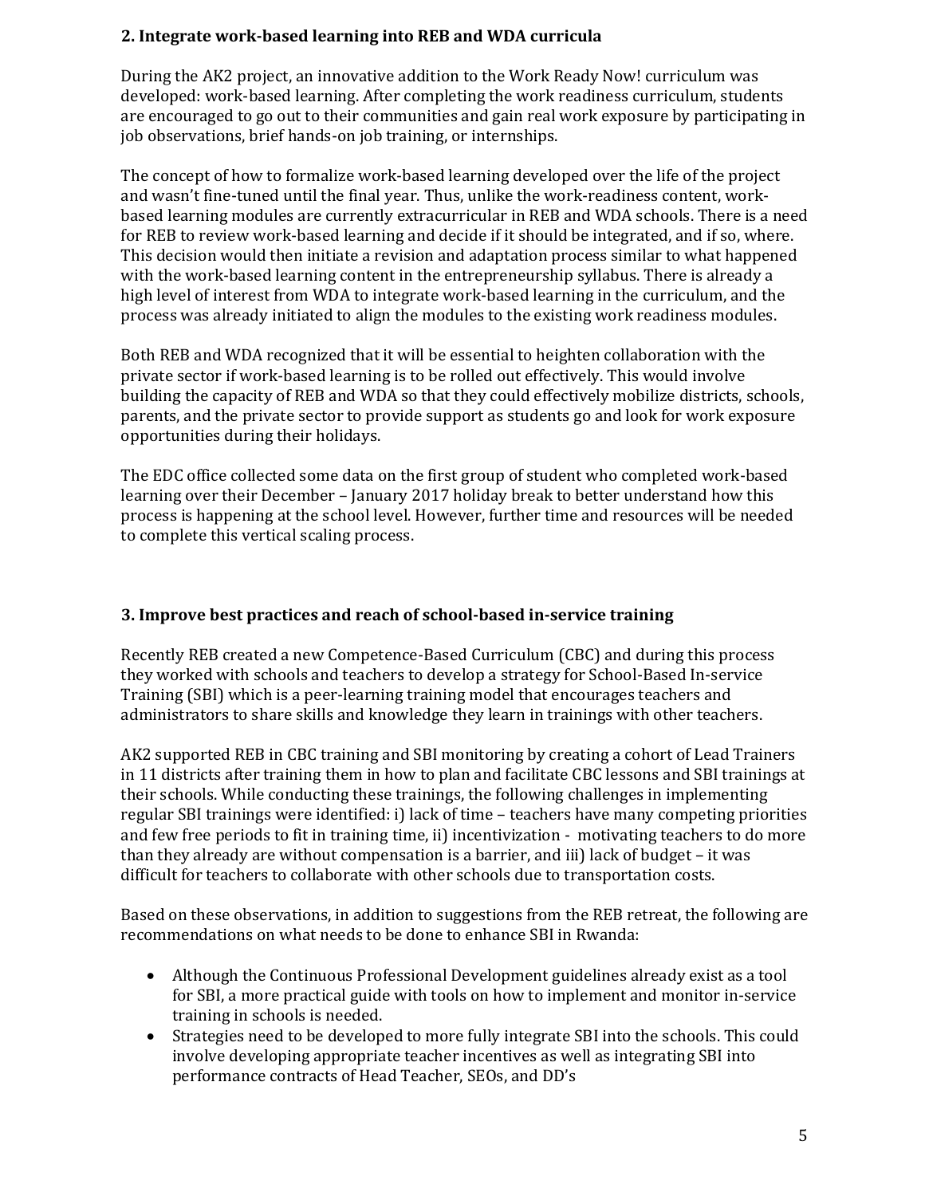### 2. Integrate work-based learning into REB and WDA curricula

During the AK2 project, an innovative addition to the Work Ready Now! curriculum was developed: work-based learning. After completing the work readiness curriculum, students are encouraged to go out to their communities and gain real work exposure by participating in job observations, brief hands-on job training, or internships.

The concept of how to formalize work-based learning developed over the life of the project and wasn't fine-tuned until the final year. Thus, unlike the work-readiness content, work-based learning modules are currently extracurricular in REB and WDA schools. There is a need for REB to review work-based learning and decide if it should be integrated, and if so, where. This decision would then initiate a revision and adaptation process similar to what happened with the work-based learning content in the entrepreneurship syllabus. There is already a high level of interest from WDA to integrate work-based learning in the curriculum, and the process was already initiated to align the modules to the existing work readiness modules.

Both REB and WDA recognized that it will be essential to heighten collaboration with the private sector if work-based learning is to be rolled out effectively. This would involve building the capacity of REB and WDA so that they could effectively mobilize districts, schools, parents, and the private sector to provide support as students go and look for work exposure opportunities during their holidays.

The EDC office collected some data on the first group of student who completed work-based learning over their December – January 2017 holiday break to better understand how this process is happening at the school level. However, further time and resources will be needed to complete this vertical scaling process.

### 3. Improve best practices and reach of school-based in-service training

Recently REB created a new Competence-Based Curriculum (CBC) and during this process they worked with schools and teachers to develop a strategy for School-Based In-service Training (SBI) which is a peer-learning training model that encourages teachers and administrators to share skills and knowledge they learn in trainings with other teachers.

AK2 supported REB in CBC training and SBI monitoring by creating a cohort of Lead Trainers in 11 districts after training them in how to plan and facilitate CBC lessons and SBI trainings at their schools. While conducting these trainings, the following challenges in implementing regular SBI trainings were identified: i) lack of time – teachers have many competing priorities and few free periods to fit in training time, ii) incentivization - motivating teachers to do more than they already are without compensation is a barrier, and iii) lack of budget – it was difficult for teachers to collaborate with other schools due to transportation costs.

Based on these observations, in addition to suggestions from the REB retreat, the following are recommendations on what needs to be done to enhance SBI in Rwanda:

- Although the Continuous Professional Development guidelines already exist as a tool for SBI, a more practical guide with tools on how to implement and monitor in-service training in schools is needed.
- Strategies need to be developed to more fully integrate SBI into the schools. This could involve developing appropriate teacher incentives as well as integrating SBI into performance contracts of Head Teacher, SEOs, and DD's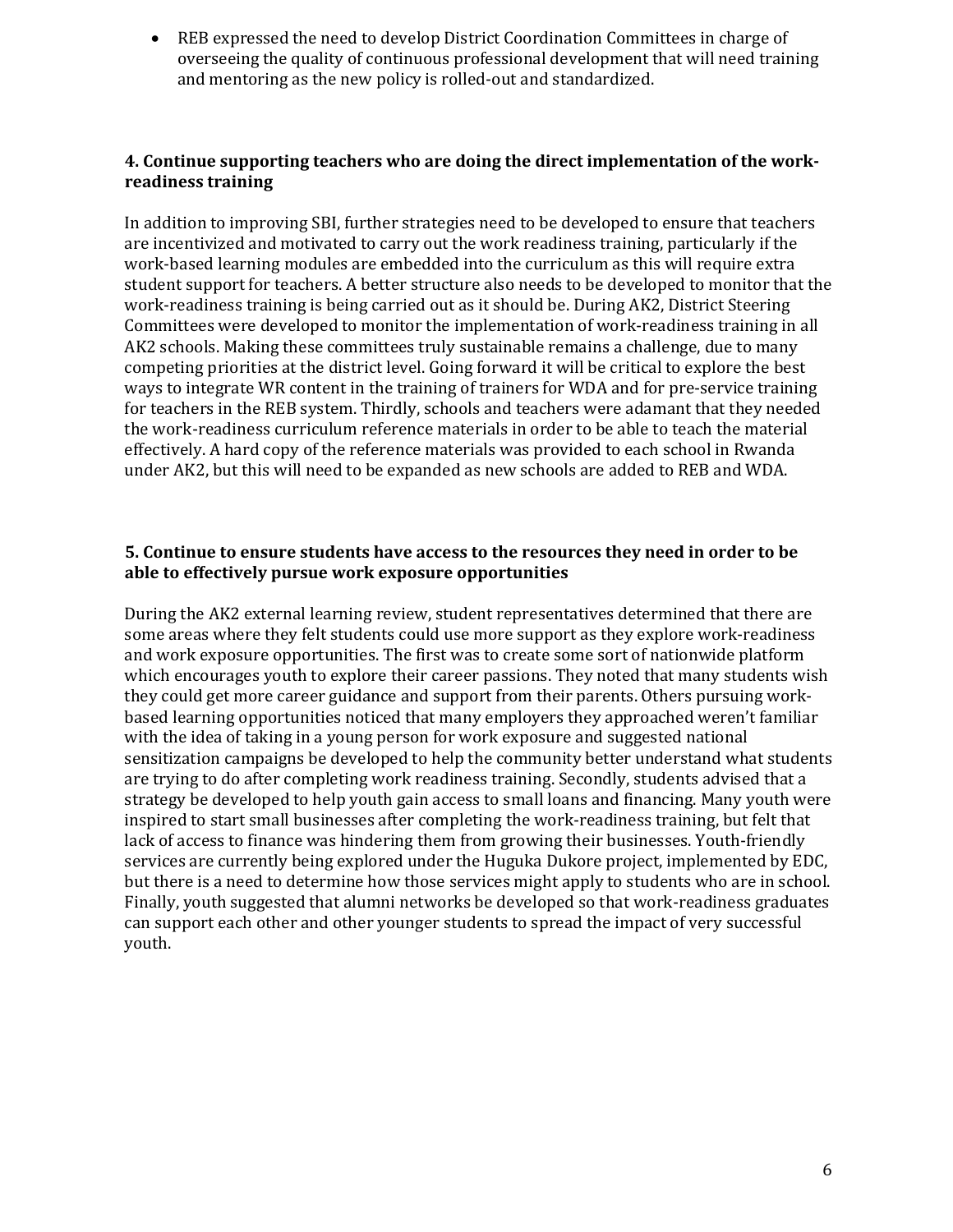- REB expressed the need to develop District Coordination Committees in charge of overseeing the quality of continuous professional development that will need training and mentoring as the new policy is rolled-out and standardized.

**4. Continue supporting teachers who are doing the direct implementation of the work-readiness training**

In addition to improving SBI, further strategies need to be developed to ensure that teachers are incentivized and motivated to carry out the work readiness training, particularly if the work-based learning modules are embedded into the curriculum as this will require extra student support for teachers. A better structure also needs to be developed to monitor that the work-readiness training is being carried out as it should be. During AK2, District Steering Committees were developed to monitor the implementation of work-readiness training in all AK2 schools. Making these committees truly sustainable remains a challenge, due to many competing priorities at the district level. Going forward it will be critical to explore the best ways to integrate WR content in the training of trainers for WDA and for pre-service training for teachers in the REB system. Thirdly, schools and teachers were adamant that they needed the work-readiness curriculum reference materials in order to be able to teach the material effectively. A hard copy of the reference materials was provided to each school in Rwanda under AK2, but this will need to be expanded as new schools are added to REB and WDA.

**5. Continue to ensure students have access to the resources they need in order to be able to effectively pursue work exposure opportunities**

During the AK2 external learning review, student representatives determined that there are some areas where they felt students could use more support as they explore work-readiness and work exposure opportunities. The first was to create some sort of nationwide platform which encourages youth to explore their career passions. They noted that many students wish they could get more career guidance and support from their parents. Others pursuing work-based learning opportunities noticed that many employers they approached weren't familiar with the idea of taking in a young person for work exposure and suggested national sensitization campaigns be developed to help the community better understand what students are trying to do after completing work readiness training. Secondly, students advised that a strategy be developed to help youth gain access to small loans and financing. Many youth were inspired to start small businesses after completing the work-readiness training, but felt that lack of access to finance was hindering them from growing their businesses. Youth-friendly services are currently being explored under the Huguka Dukore project, implemented by EDC, but there is a need to determine how those services might apply to students who are in school. Finally, youth suggested that alumni networks be developed so that work-readiness graduates can support each other and other younger students to spread the impact of very successful youth.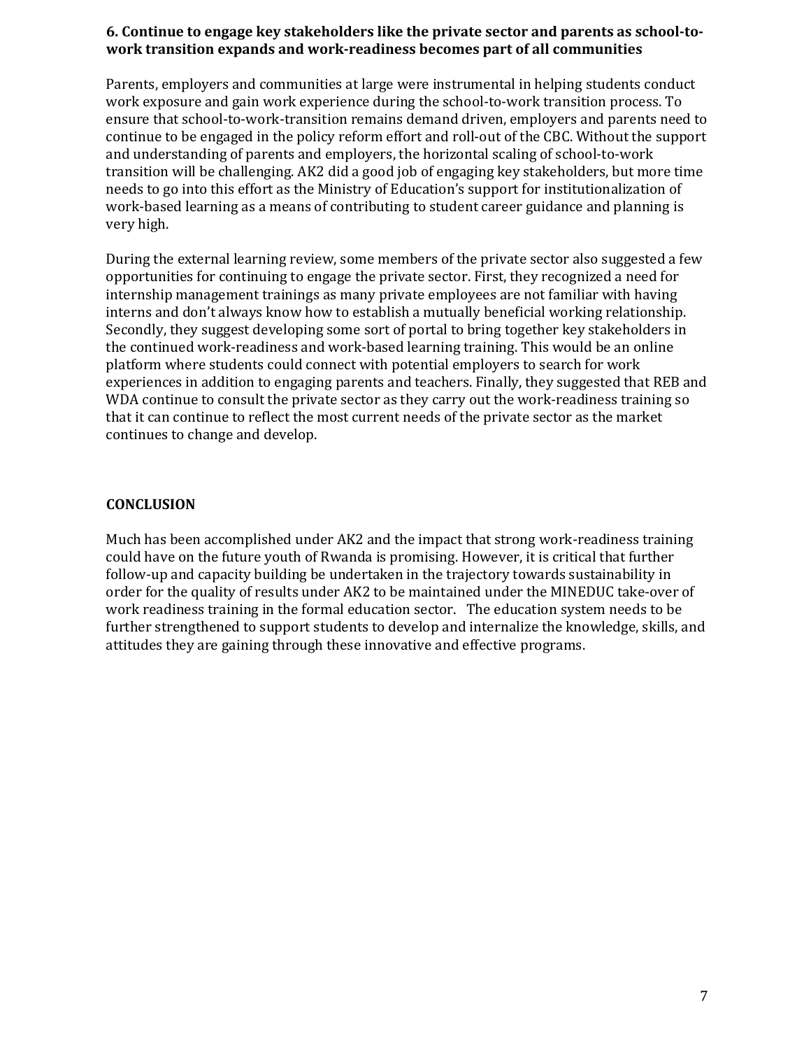**6. Continue to engage key stakeholders like the private sector and parents as school-to-work transition expands and work-readiness becomes part of all communities**

Parents, employers and communities at large were instrumental in helping students conduct work exposure and gain work experience during the school-to-work transition process. To ensure that school-to-work-transition remains demand driven, employers and parents need to continue to be engaged in the policy reform effort and roll-out of the CBC. Without the support and understanding of parents and employers, the horizontal scaling of school-to-work transition will be challenging. AK2 did a good job of engaging key stakeholders, but more time needs to go into this effort as the Ministry of Education's support for institutionalization of work-based learning as a means of contributing to student career guidance and planning is very high.

During the external learning review, some members of the private sector also suggested a few opportunities for continuing to engage the private sector. First, they recognized a need for internship management trainings as many private employees are not familiar with having interns and don't always know how to establish a mutually beneficial working relationship. Secondly, they suggest developing some sort of portal to bring together key stakeholders in the continued work-readiness and work-based learning training. This would be an online platform where students could connect with potential employers to search for work experiences in addition to engaging parents and teachers. Finally, they suggested that REB and WDA continue to consult the private sector as they carry out the work-readiness training so that it can continue to reflect the most current needs of the private sector as the market continues to change and develop.

## CONCLUSION

Much has been accomplished under AK2 and the impact that strong work-readiness training could have on the future youth of Rwanda is promising. However, it is critical that further follow-up and capacity building be undertaken in the trajectory towards sustainability in order for the quality of results under AK2 to be maintained under the MINEDUC take-over of work readiness training in the formal education sector. The education system needs to be further strengthened to support students to develop and internalize the knowledge, skills, and attitudes they are gaining through these innovative and effective programs.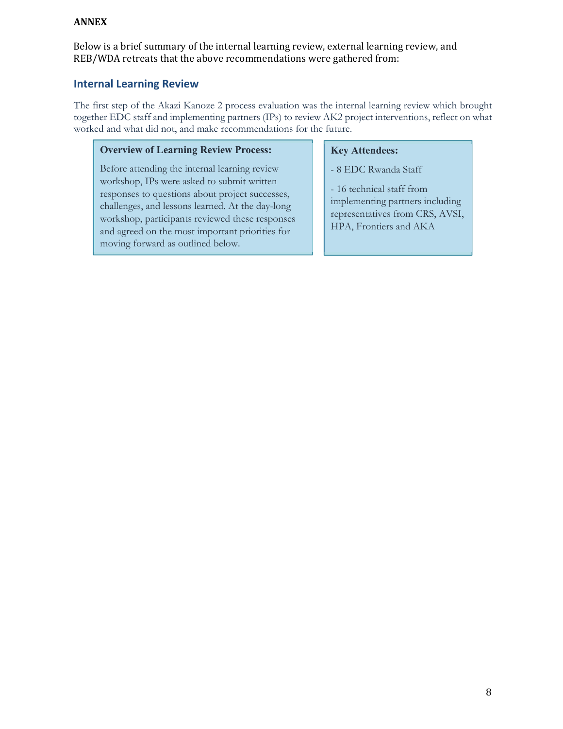**ANNEX**

Below is a brief summary of the internal learning review, external learning review, and REB/WDA retreats that the above recommendations were gathered from:

## Internal Learning Review

The first step of the Akazi Kanoze 2 process evaluation was the internal learning review which brought together EDC staff and implementing partners (IPs) to review AK2 project interventions, reflect on what worked and what did not, and make recommendations for the future.

**Overview of Learning Review Process:**

Before attending the internal learning review workshop, IPs were asked to submit written responses to questions about project successes, challenges, and lessons learned. At the day-long workshop, participants reviewed these responses and agreed on the most important priorities for moving forward as outlined below.

**Key Attendees:**

- 8 EDC Rwanda Staff
- 16 technical staff from implementing partners including representatives from CRS, AVSI, HPA, Frontiers and AKA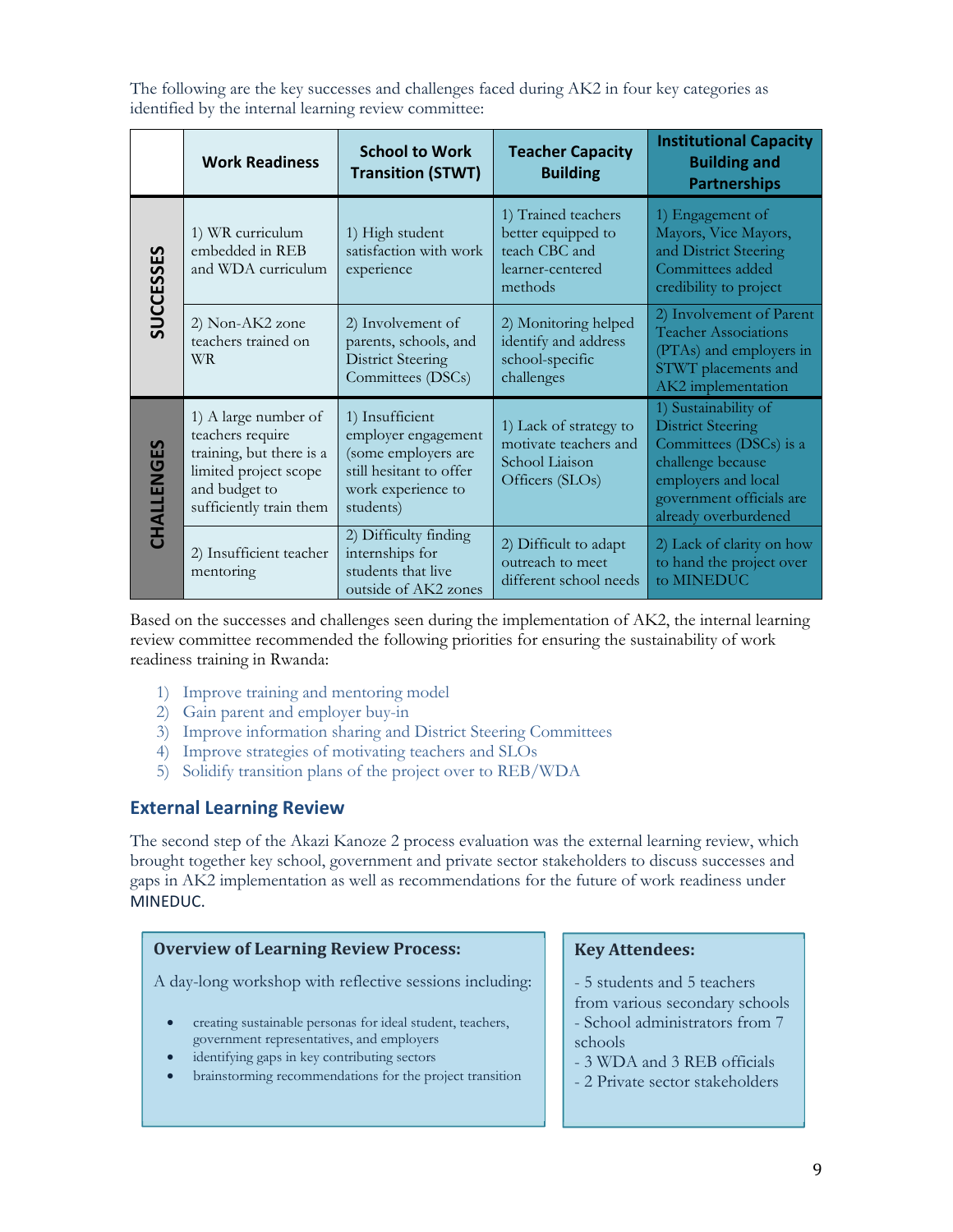The following are the key successes and challenges faced during AK2 in four key categories as identified by the internal learning review committee:

| | Work Readiness | School to Work Transition (STWT) | Teacher Capacity Building | Institutional Capacity Building and Partnerships |
|---|---|---|---|---|
| **SUCCESSES** | 1) WR curriculum embedded in REB and WDA curriculum | 1) High student satisfaction with work experience | 1) Trained teachers better equipped to teach CBC and learner-centered methods | 1) Engagement of Mayors, Vice Mayors, and District Steering Committees added credibility to project |
| | 2) Non-AK2 zone teachers trained on WR | 2) Involvement of parents, schools, and District Steering Committees (DSCs) | 2) Monitoring helped identify and address school-specific challenges | 2) Involvement of Parent Teacher Associations (PTAs) and employers in STWT placements and AK2 implementation |
| **CHALLENGES** | 1) A large number of teachers require training, but there is a limited project scope and budget to sufficiently train them | 1) Insufficient employer engagement (some employers are still hesitant to offer work experience to students) | 1) Lack of strategy to motivate teachers and School Liaison Officers (SLOs) | 1) Sustainability of District Steering Committees (DSCs) is a challenge because employers and local government officials are already overburdened |
| | 2) Insufficient teacher mentoring | 2) Difficulty finding internships for students that live outside of AK2 zones | 2) Difficult to adapt outreach to meet different school needs | 2) Lack of clarity on how to hand the project over to MINEDUC |

Based on the successes and challenges seen during the implementation of AK2, the internal learning review committee recommended the following priorities for ensuring the sustainability of work readiness training in Rwanda:

1) Improve training and mentoring model
2) Gain parent and employer buy-in
3) Improve information sharing and District Steering Committees
4) Improve strategies of motivating teachers and SLOs
5) Solidify transition plans of the project over to REB/WDA

## External Learning Review

The second step of the Akazi Kanoze 2 process evaluation was the external learning review, which brought together key school, government and private sector stakeholders to discuss successes and gaps in AK2 implementation as well as recommendations for the future of work readiness under MINEDUC.

**Overview of Learning Review Process:**

A day-long workshop with reflective sessions including:

- creating sustainable personas for ideal student, teachers, government representatives, and employers
- identifying gaps in key contributing sectors
- brainstorming recommendations for the project transition

**Key Attendees:**

- 5 students and 5 teachers from various secondary schools
- School administrators from 7 schools
- 3 WDA and 3 REB officials
- 2 Private sector stakeholders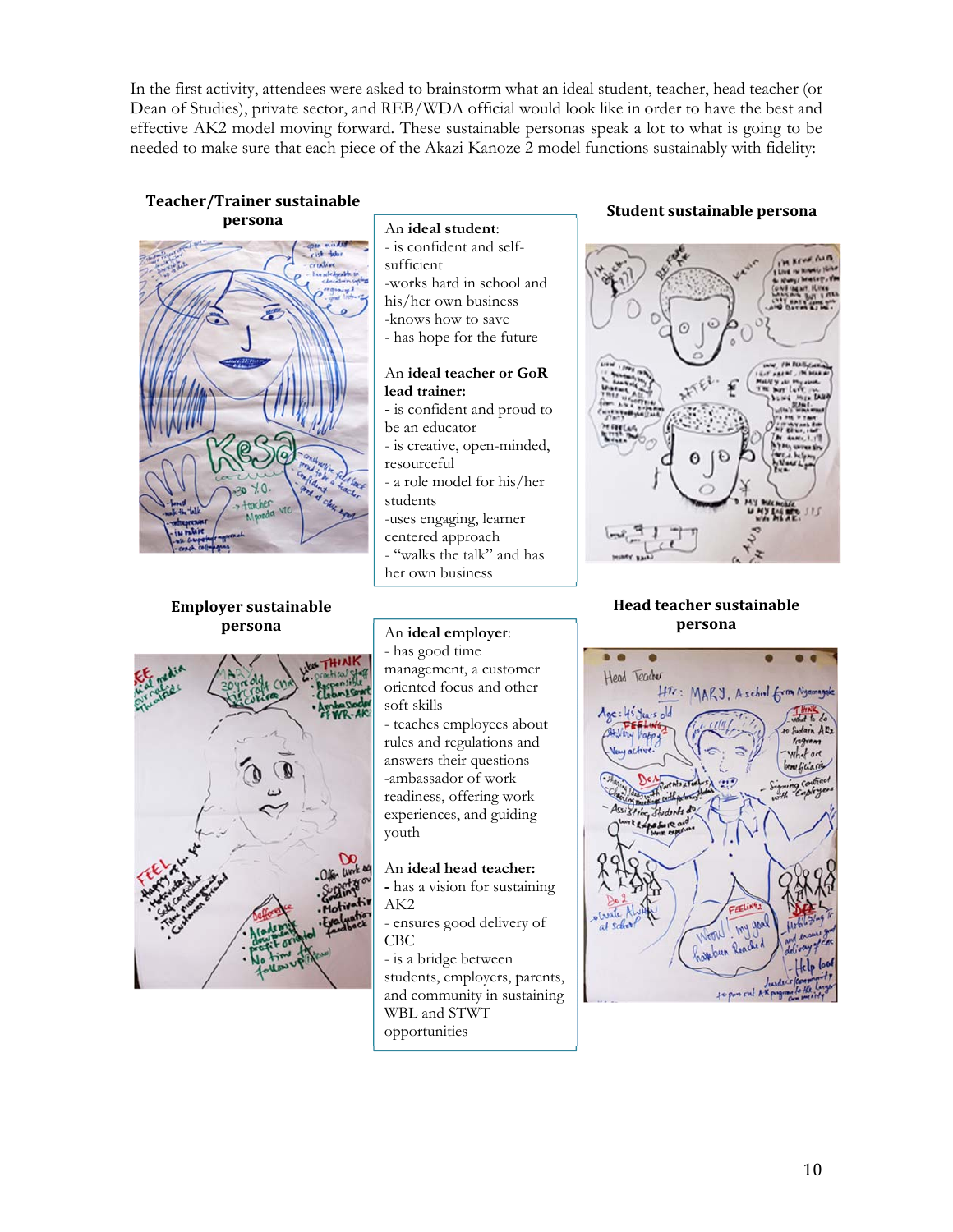In the first activity, attendees were asked to brainstorm what an ideal student, teacher, head teacher (or Dean of Studies), private sector, and REB/WDA official would look like in order to have the best and effective AK2 model moving forward. These sustainable personas speak a lot to what is going to be needed to make sure that each piece of the Akazi Kanoze 2 model functions sustainably with fidelity:

**Teacher/Trainer sustainable persona**

**Student sustainable persona**

An **ideal student**:
- is confident and self-sufficient
- works hard in school and his/her own business
- knows how to save
- has hope for the future

An **ideal teacher or GoR lead trainer:**
- is confident and proud to be an educator
- is creative, open-minded, resourceful
- a role model for his/her students
- uses engaging, learner centered approach
- "walks the talk" and has her own business

**Employer sustainable persona**

**Head teacher sustainable persona**

An **ideal employer**:
- has good time management, a customer oriented focus and other soft skills
- teaches employees about rules and regulations and answers their questions
- ambassador of work readiness, offering work experiences, and guiding youth

An **ideal head teacher:**
- has a vision for sustaining AK2
- ensures good delivery of CBC
- is a bridge between students, employers, parents, and community in sustaining WBL and STWT opportunities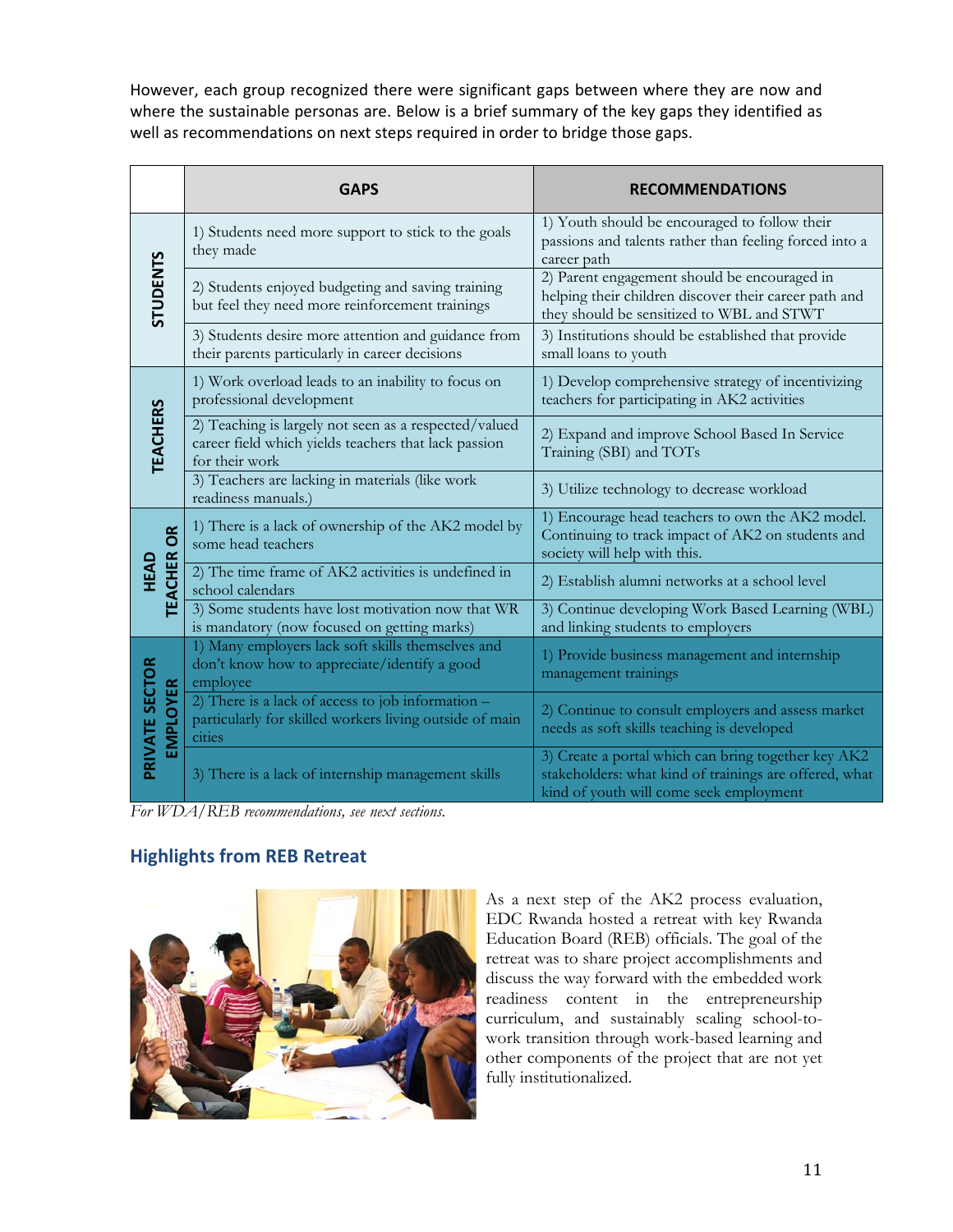However, each group recognized there were significant gaps between where they are now and where the sustainable personas are. Below is a brief summary of the key gaps they identified as well as recommendations on next steps required in order to bridge those gaps.

| | GAPS | RECOMMENDATIONS |
|---|---|---|
| STUDENTS | 1) Students need more support to stick to the goals they made | 1) Youth should be encouraged to follow their passions and talents rather than feeling forced into a career path |
| | 2) Students enjoyed budgeting and saving training but feel they need more reinforcement trainings | 2) Parent engagement should be encouraged in helping their children discover their career path and they should be sensitized to WBL and STWT |
| | 3) Students desire more attention and guidance from their parents particularly in career decisions | 3) Institutions should be established that provide small loans to youth |
| TEACHERS | 1) Work overload leads to an inability to focus on professional development | 1) Develop comprehensive strategy of incentivizing teachers for participating in AK2 activities |
| | 2) Teaching is largely not seen as a respected/valued career field which yields teachers that lack passion for their work | 2) Expand and improve School Based In Service Training (SBI) and TOTs |
| | 3) Teachers are lacking in materials (like work readiness manuals.) | 3) Utilize technology to decrease workload |
| HEAD TEACHER OR | 1) There is a lack of ownership of the AK2 model by some head teachers | 1) Encourage head teachers to own the AK2 model. Continuing to track impact of AK2 on students and society will help with this. |
| | 2) The time frame of AK2 activities is undefined in school calendars | 2) Establish alumni networks at a school level |
| | 3) Some students have lost motivation now that WR is mandatory (now focused on getting marks) | 3) Continue developing Work Based Learning (WBL) and linking students to employers |
| PRIVATE SECTOR EMPLOYER | 1) Many employers lack soft skills themselves and don't know how to appreciate/identify a good employee | 1) Provide business management and internship management trainings |
| | 2) There is a lack of access to job information – particularly for skilled workers living outside of main cities | 2) Continue to consult employers and assess market needs as soft skills teaching is developed |
| | 3) There is a lack of internship management skills | 3) Create a portal which can bring together key AK2 stakeholders: what kind of trainings are offered, what kind of youth will come seek employment |

*For WDA/REB recommendations, see next sections.*

## Highlights from REB Retreat

As a next step of the AK2 process evaluation, EDC Rwanda hosted a retreat with key Rwanda Education Board (REB) officials. The goal of the retreat was to share project accomplishments and discuss the way forward with the embedded work readiness content in the entrepreneurship curriculum, and sustainably scaling school-to-work transition through work-based learning and other components of the project that are not yet fully institutionalized.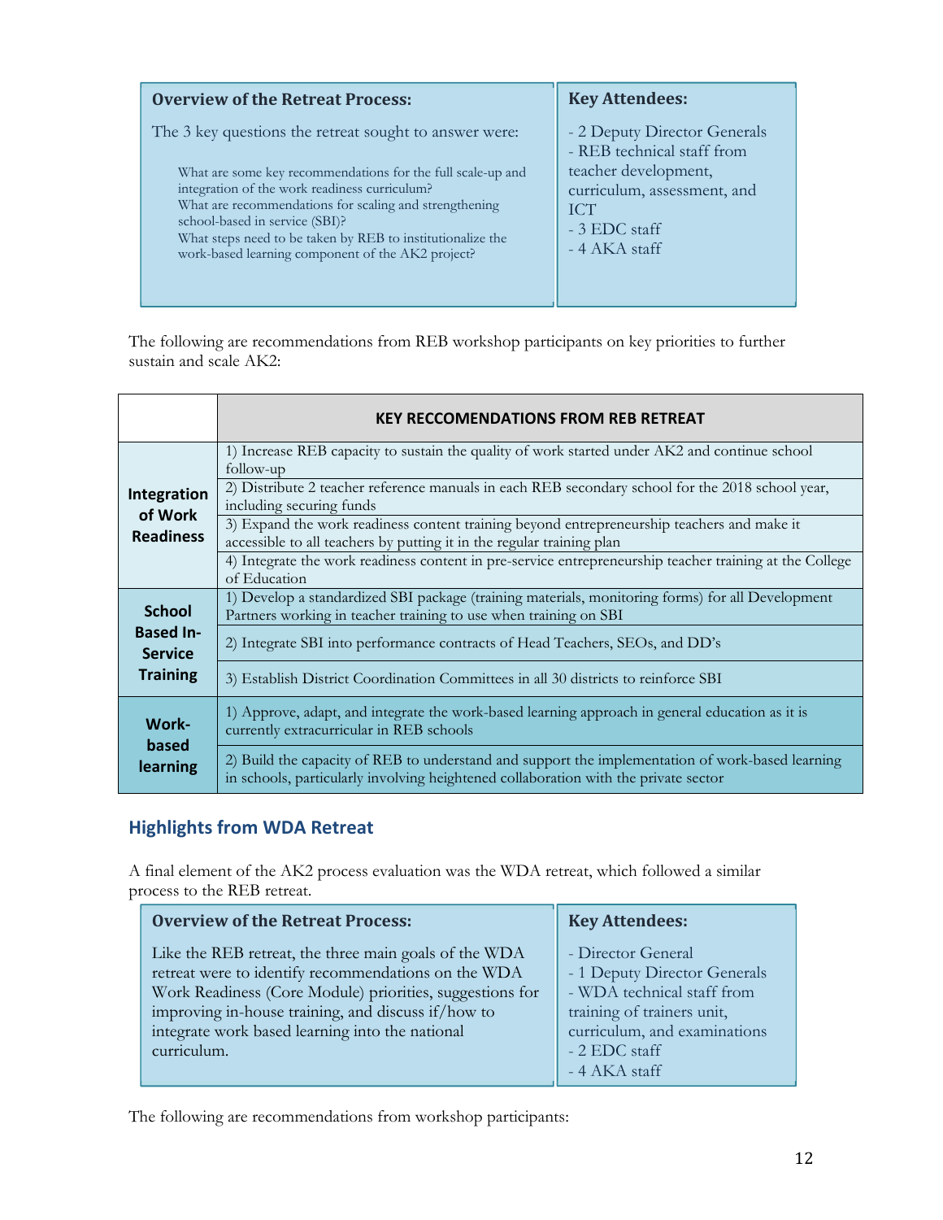| Overview of the Retreat Process: | Key Attendees: |
| --- | --- |
| The 3 key questions the retreat sought to answer were:<br><br>What are some key recommendations for the full scale-up and integration of the work readiness curriculum?<br>What are recommendations for scaling and strengthening school-based in service (SBI)?<br>What steps need to be taken by REB to institutionalize the work-based learning component of the AK2 project? | - 2 Deputy Director Generals<br>- REB technical staff from teacher development, curriculum, assessment, and ICT<br>- 3 EDC staff<br>- 4 AKA staff |

The following are recommendations from REB workshop participants on key priorities to further sustain and scale AK2:

| | KEY RECCOMENDATIONS FROM REB RETREAT |
| --- | --- |
| **Integration of Work Readiness** | 1) Increase REB capacity to sustain the quality of work started under AK2 and continue school follow-up |
| | 2) Distribute 2 teacher reference manuals in each REB secondary school for the 2018 school year, including securing funds |
| | 3) Expand the work readiness content training beyond entrepreneurship teachers and make it accessible to all teachers by putting it in the regular training plan |
| | 4) Integrate the work readiness content in pre-service entrepreneurship teacher training at the College of Education |
| **School Based In-Service Training** | 1) Develop a standardized SBI package (training materials, monitoring forms) for all Development Partners working in teacher training to use when training on SBI |
| | 2) Integrate SBI into performance contracts of Head Teachers, SEOs, and DD's |
| | 3) Establish District Coordination Committees in all 30 districts to reinforce SBI |
| **Work-based learning** | 1) Approve, adapt, and integrate the work-based learning approach in general education as it is currently extracurricular in REB schools |
| | 2) Build the capacity of REB to understand and support the implementation of work-based learning in schools, particularly involving heightened collaboration with the private sector |

## Highlights from WDA Retreat

A final element of the AK2 process evaluation was the WDA retreat, which followed a similar process to the REB retreat.

| Overview of the Retreat Process: | Key Attendees: |
| --- | --- |
| Like the REB retreat, the three main goals of the WDA retreat were to identify recommendations on the WDA Work Readiness (Core Module) priorities, suggestions for improving in-house training, and discuss if/how to integrate work based learning into the national curriculum. | - Director General<br>- 1 Deputy Director Generals<br>- WDA technical staff from training of trainers unit, curriculum, and examinations<br>- 2 EDC staff<br>- 4 AKA staff |

The following are recommendations from workshop participants: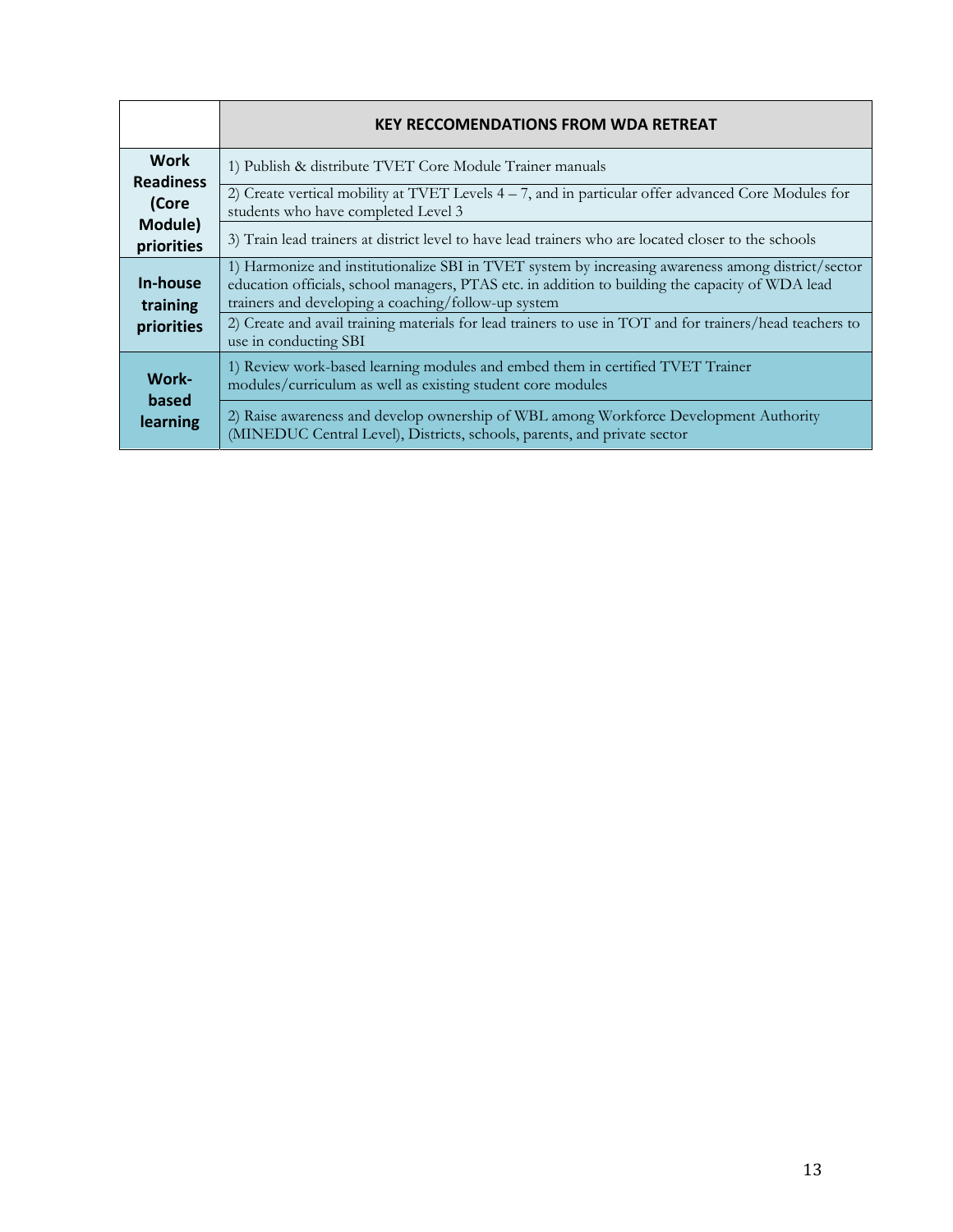| | KEY RECCOMENDATIONS FROM WDA RETREAT |
|---|---|
| **Work Readiness (Core Module) priorities** | 1) Publish & distribute TVET Core Module Trainer manuals |
| | 2) Create vertical mobility at TVET Levels 4 – 7, and in particular offer advanced Core Modules for students who have completed Level 3 |
| | 3) Train lead trainers at district level to have lead trainers who are located closer to the schools |
| **In-house training priorities** | 1) Harmonize and institutionalize SBI in TVET system by increasing awareness among district/sector education officials, school managers, PTAS etc. in addition to building the capacity of WDA lead trainers and developing a coaching/follow-up system |
| | 2) Create and avail training materials for lead trainers to use in TOT and for trainers/head teachers to use in conducting SBI |
| **Work-based learning** | 1) Review work-based learning modules and embed them in certified TVET Trainer modules/curriculum as well as existing student core modules |
| | 2) Raise awareness and develop ownership of WBL among Workforce Development Authority (MINEDUC Central Level), Districts, schools, parents, and private sector |